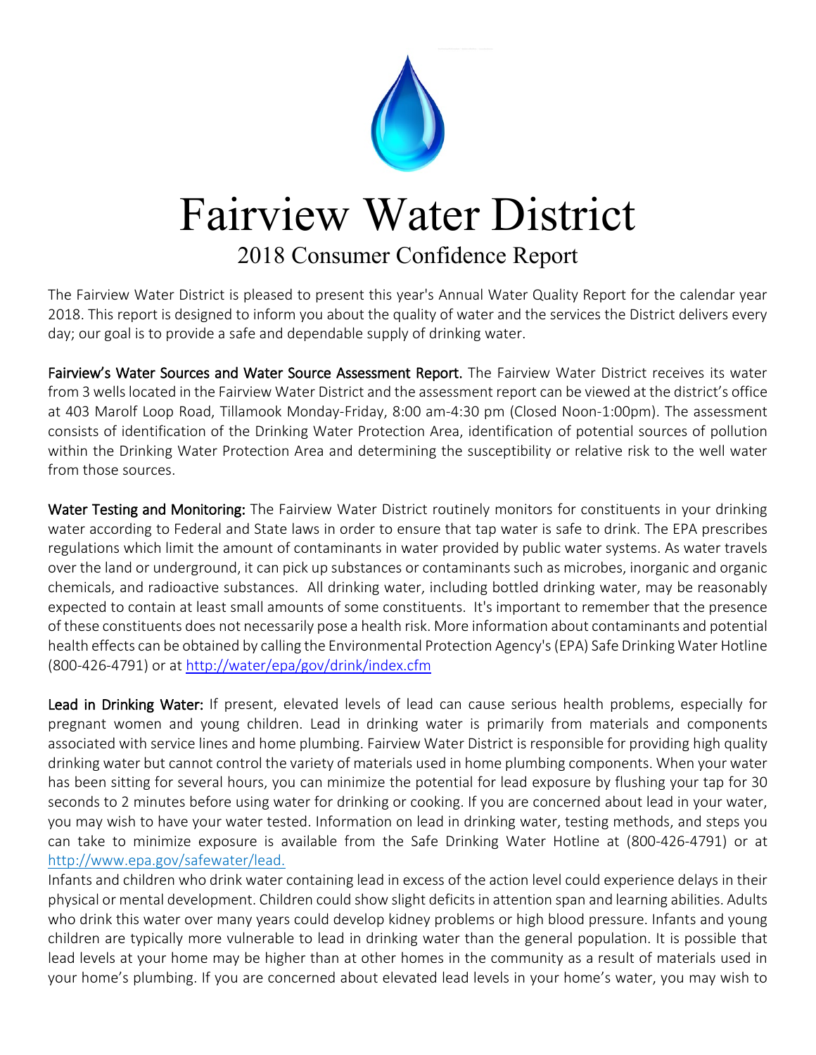# Fairview Water District

## 2018 Consumer Confidence Report

The Fairview Water District is pleased to present this year's Annual Water Quality Report for the calendar year 2018. This report is designed to inform you about the quality of water and the services the District delivers every day; our goal is to provide a safe and dependable supply of drinking water.

**Fairview's Water Sources and Water Source Assessment Report.** The Fairview Water District receives its water from 3 wells located in the Fairview Water District and the assessment report can be viewed at the district's office at 403 Marolf Loop Road, Tillamook Monday-Friday, 8:00 am-4:30 pm (Closed Noon-1:00pm). The assessment consists of identification of the Drinking Water Protection Area, identification of potential sources of pollution within the Drinking Water Protection Area and determining the susceptibility or relative risk to the well water from those sources.

**Water Testing and Monitoring:** The Fairview Water District routinely monitors for constituents in your drinking water according to Federal and State laws in order to ensure that tap water is safe to drink. The EPA prescribes regulations which limit the amount of contaminants in water provided by public water systems. As water travels over the land or underground, it can pick up substances or contaminants such as microbes, inorganic and organic chemicals, and radioactive substances. All drinking water, including bottled drinking water, may be reasonably expected to contain at least small amounts of some constituents. It's important to remember that the presence of these constituents does not necessarily pose a health risk. More information about contaminants and potential health effects can be obtained by calling the Environmental Protection Agency's (EPA) Safe Drinking Water Hotline (800-426-4791) or at http://water/epa/gov/drink/index.cfm

**Lead in Drinking Water:** If present, elevated levels of lead can cause serious health problems, especially for pregnant women and young children. Lead in drinking water is primarily from materials and components associated with service lines and home plumbing. Fairview Water District is responsible for providing high quality drinking water but cannot control the variety of materials used in home plumbing components. When your water has been sitting for several hours, you can minimize the potential for lead exposure by flushing your tap for 30 seconds to 2 minutes before using water for drinking or cooking. If you are concerned about lead in your water, you may wish to have your water tested. Information on lead in drinking water, testing methods, and steps you can take to minimize exposure is available from the Safe Drinking Water Hotline at (800-426-4791) or at http://www.epa.gov/safewater/lead.

Infants and children who drink water containing lead in excess of the action level could experience delays in their physical or mental development. Children could show slight deficits in attention span and learning abilities. Adults who drink this water over many years could develop kidney problems or high blood pressure. Infants and young children are typically more vulnerable to lead in drinking water than the general population. It is possible that lead levels at your home may be higher than at other homes in the community as a result of materials used in your home's plumbing. If you are concerned about elevated lead levels in your home's water, you may wish to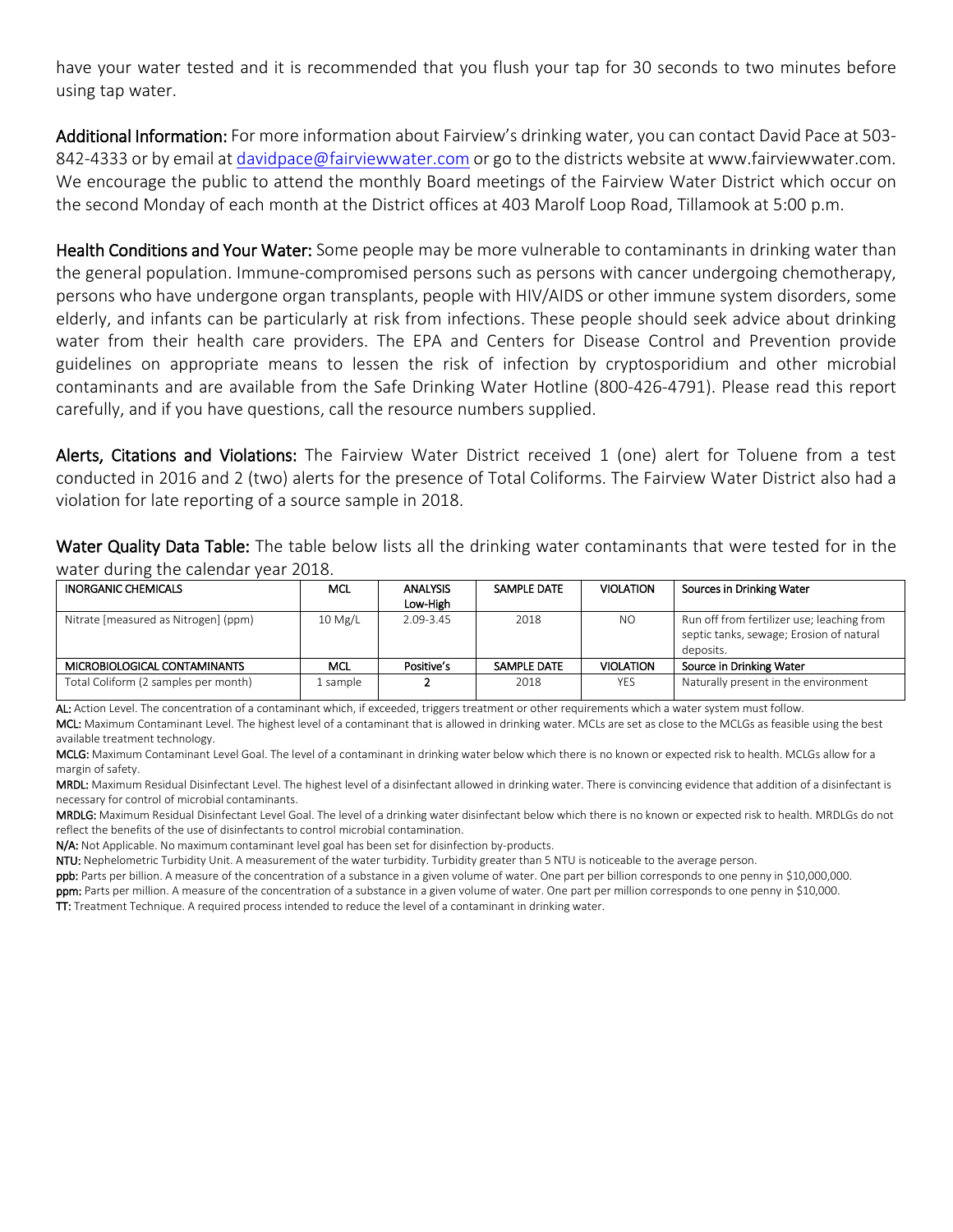have your water tested and it is recommended that you flush your tap for 30 seconds to two minutes before using tap water.

**Additional Information:** For more information about Fairview's drinking water, you can contact David Pace at 503-842-4333 or by email at davidpace@fairviewwater.com or go to the districts website at www.fairviewwater.com. We encourage the public to attend the monthly Board meetings of the Fairview Water District which occur on the second Monday of each month at the District offices at 403 Marolf Loop Road, Tillamook at 5:00 p.m.

**Health Conditions and Your Water:** Some people may be more vulnerable to contaminants in drinking water than the general population. Immune-compromised persons such as persons with cancer undergoing chemotherapy, persons who have undergone organ transplants, people with HIV/AIDS or other immune system disorders, some elderly, and infants can be particularly at risk from infections. These people should seek advice about drinking water from their health care providers. The EPA and Centers for Disease Control and Prevention provide guidelines on appropriate means to lessen the risk of infection by cryptosporidium and other microbial contaminants and are available from the Safe Drinking Water Hotline (800-426-4791). Please read this report carefully, and if you have questions, call the resource numbers supplied.

**Alerts, Citations and Violations:** The Fairview Water District received 1 (one) alert for Toluene from a test conducted in 2016 and 2 (two) alerts for the presence of Total Coliforms. The Fairview Water District also had a violation for late reporting of a source sample in 2018.

**Water Quality Data Table:** The table below lists all the drinking water contaminants that were tested for in the water during the calendar year 2018.

| INORGANIC CHEMICALS | MCL | ANALYSIS Low-High | SAMPLE DATE | VIOLATION | Sources in Drinking Water |
|---|---|---|---|---|---|
| Nitrate [measured as Nitrogen] (ppm) | 10 Mg/L | 2.09-3.45 | 2018 | NO | Run off from fertilizer use; leaching from septic tanks, sewage; Erosion of natural deposits. |
| **MICROBIOLOGICAL CONTAMINANTS** | **MCL** | **Positive's** | **SAMPLE DATE** | **VIOLATION** | **Source in Drinking Water** |
| Total Coliform (2 samples per month) | 1 sample | 2 | 2018 | YES | Naturally present in the environment |

**AL:** Action Level. The concentration of a contaminant which, if exceeded, triggers treatment or other requirements which a water system must follow.

**MCL:** Maximum Contaminant Level. The highest level of a contaminant that is allowed in drinking water. MCLs are set as close to the MCLGs as feasible using the best available treatment technology.

**MCLG:** Maximum Contaminant Level Goal. The level of a contaminant in drinking water below which there is no known or expected risk to health. MCLGs allow for a margin of safety.

**MRDL:** Maximum Residual Disinfectant Level. The highest level of a disinfectant allowed in drinking water. There is convincing evidence that addition of a disinfectant is necessary for control of microbial contaminants.

**MRDLG:** Maximum Residual Disinfectant Level Goal. The level of a drinking water disinfectant below which there is no known or expected risk to health. MRDLGs do not reflect the benefits of the use of disinfectants to control microbial contamination.

**N/A:** Not Applicable. No maximum contaminant level goal has been set for disinfection by-products.

**NTU:** Nephelometric Turbidity Unit. A measurement of the water turbidity. Turbidity greater than 5 NTU is noticeable to the average person.

**ppb:** Parts per billion. A measure of the concentration of a substance in a given volume of water. One part per billion corresponds to one penny in $10,000,000.

**ppm:** Parts per million. A measure of the concentration of a substance in a given volume of water. One part per million corresponds to one penny in $10,000.

**TT:** Treatment Technique. A required process intended to reduce the level of a contaminant in drinking water.